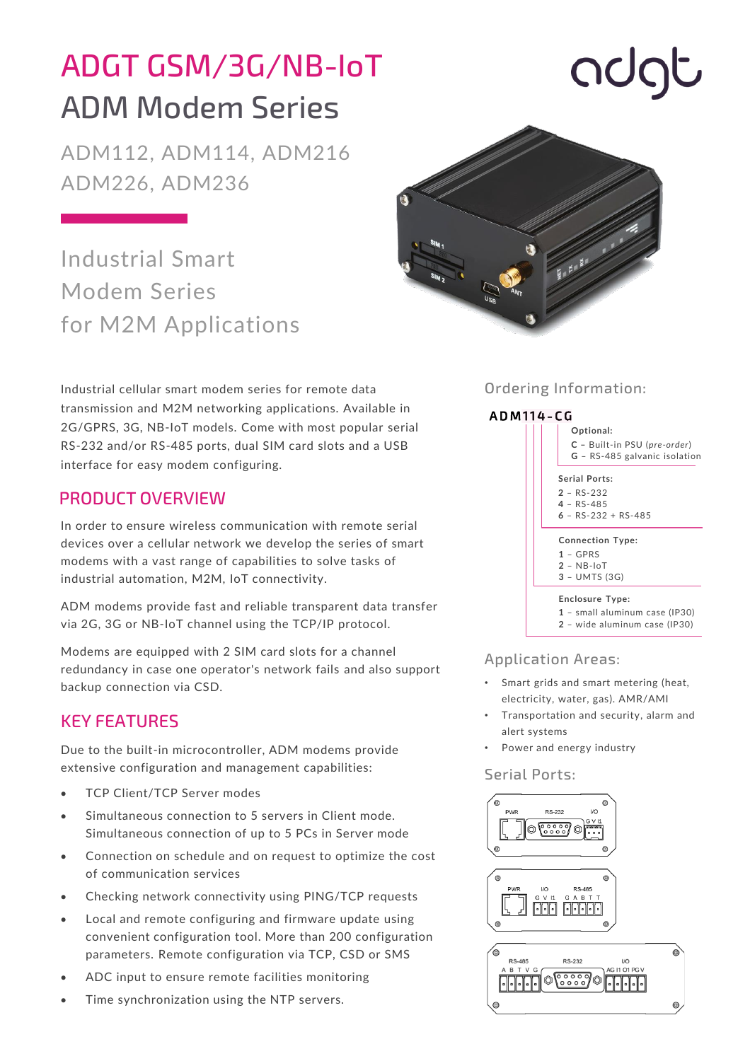# ADGT GSM/3G/NB-IoT

## ADM Modem Series

ADM112, ADM114, ADM216
ADM226, ADM236

### Industrial Smart Modem Series for M2M Applications

Industrial cellular smart modem series for remote data transmission and M2M networking applications. Available in 2G/GPRS, 3G, NB-IoT models. Come with most popular serial RS-232 and/or RS-485 ports, dual SIM card slots and a USB interface for easy modem configuring.

## PRODUCT OVERVIEW

In order to ensure wireless communication with remote serial devices over a cellular network we develop the series of smart modems with a vast range of capabilities to solve tasks of industrial automation, M2M, IoT connectivity.

ADM modems provide fast and reliable transparent data transfer via 2G, 3G or NB-IoT channel using the TCP/IP protocol.

Modems are equipped with 2 SIM card slots for a channel redundancy in case one operator's network fails and also support backup connection via CSD.

## KEY FEATURES

Due to the built-in microcontroller, ADM modems provide extensive configuration and management capabilities:

- TCP Client/TCP Server modes
- Simultaneous connection to 5 servers in Client mode. Simultaneous connection of up to 5 PCs in Server mode
- Connection on schedule and on request to optimize the cost of communication services
- Checking network connectivity using PING/TCP requests
- Local and remote configuring and firmware update using convenient configuration tool. More than 200 configuration parameters. Remote configuration via TCP, CSD or SMS
- ADC input to ensure remote facilities monitoring
- Time synchronization using the NTP servers.

### Ordering Information:

**ADM114-CG**

**Optional:**
- **C** – Built-in PSU (*pre-order*)
- **G** – RS-485 galvanic isolation

**Serial Ports:**
- **2** – RS-232
- **4** – RS-485
- **6** – RS-232 + RS-485

**Connection Type:**
- **1** – GPRS
- **2** – NB-IoT
- **3** – UMTS (3G)

**Enclosure Type:**
- **1** – small aluminum case (IP30)
- **2** – wide aluminum case (IP30)

### Application Areas:

- Smart grids and smart metering (heat, electricity, water, gas). AMR/AMI
- Transportation and security, alarm and alert systems
- Power and energy industry

### Serial Ports:

PWR | RS-232 | I/O (G V I1)

PWR | I/O (G V I1) | RS-485 (G A B T T)

RS-485 (A B T V G) | RS-232 | I/O (AG I1 O1 PG V)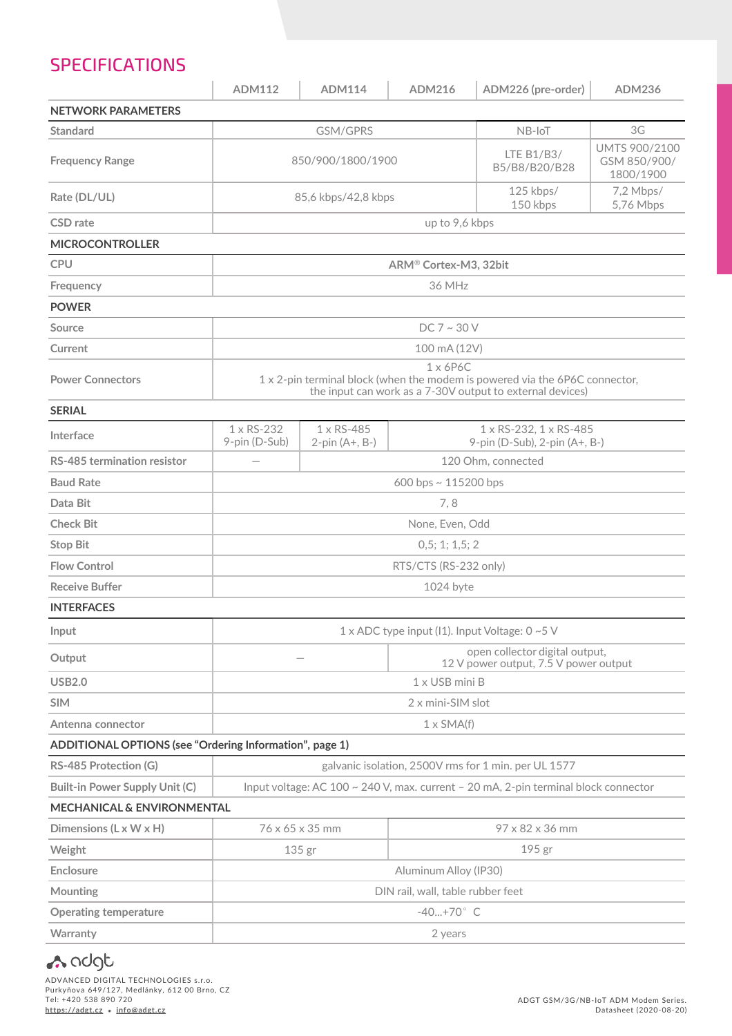## SPECIFICATIONS

| | ADM112 | ADM114 | ADM216 | ADM226 (pre-order) | ADM236 |
|---|---|---|---|---|---|
| **NETWORK PARAMETERS** | | | | | |
| Standard | GSM/GPRS | | | NB-IoT | 3G |
| Frequency Range | 850/900/1800/1900 | | | LTE B1/B3/ B5/B8/B20/B28 | UMTS 900/2100 GSM 850/900/ 1800/1900 |
| Rate (DL/UL) | 85,6 kbps/42,8 kbps | | | 125 kbps/ 150 kbps | 7,2 Mbps/ 5,76 Mbps |
| CSD rate | up to 9,6 kbps | | | | |
| **MICROCONTROLLER** | | | | | |
| CPU | **ARM® Cortex-M3, 32bit** | | | | |
| Frequency | 36 MHz | | | | |
| **POWER** | | | | | |
| Source | DC 7 ~ 30 V | | | | |
| Current | 100 mA (12V) | | | | |
| Power Connectors | 1 x 6P6C<br>1 x 2-pin terminal block (when the modem is powered via the 6P6C connector, the input can work as a 7-30V output to external devices) | | | | |
| **SERIAL** | | | | | |
| Interface | 1 x RS-232 9-pin (D-Sub) | 1 x RS-485 2-pin (A+, B-) | 1 x RS-232, 1 x RS-485 9-pin (D-Sub), 2-pin (A+, B-) | | |
| RS-485 termination resistor | — | 120 Ohm, connected | | | |
| Baud Rate | 600 bps ~ 115200 bps | | | | |
| Data Bit | 7, 8 | | | | |
| Check Bit | None, Even, Odd | | | | |
| Stop Bit | 0,5; 1; 1,5; 2 | | | | |
| Flow Control | RTS/CTS (RS-232 only) | | | | |
| Receive Buffer | 1024 byte | | | | |
| **INTERFACES** | | | | | |
| Input | 1 x ADC type input (I1). Input Voltage: 0 ~5 V | | | | |
| Output | — | | open collector digital output, 12 V power output, 7.5 V power output | | |
| USB2.0 | 1 x USB mini B | | | | |
| SIM | 2 x mini-SIM slot | | | | |
| Antenna connector | 1 x SMA(f) | | | | |
| **ADDITIONAL OPTIONS (see "Ordering Information", page 1)** | | | | | |
| RS-485 Protection (G) | galvanic isolation, 2500V rms for 1 min. per UL 1577 | | | | |
| Built-in Power Supply Unit (C) | Input voltage: AC 100 ~ 240 V, max. current – 20 mA, 2-pin terminal block connector | | | | |
| **MECHANICAL & ENVIRONMENTAL** | | | | | |
| Dimensions (L x W x H) | 76 x 65 x 35 mm | | 97 x 82 x 36 mm | | |
| Weight | 135 gr | | 195 gr | | |
| Enclosure | Aluminum Alloy (IP30) | | | | |
| Mounting | DIN rail, wall, table rubber feet | | | | |
| Operating temperature | -40...+70° C | | | | |
| Warranty | 2 years | | | | |

adgt

ADVANCED DIGITAL TECHNOLOGIES s.r.o.
Purkyňova 649/127, Medlánky, 612 00 Brno, CZ
Tel: +420 538 890 720
https://adgt.cz • info@adgt.cz

ADGT GSM/3G/NB-IoT ADM Modem Series.
Datasheet (2020-08-20)